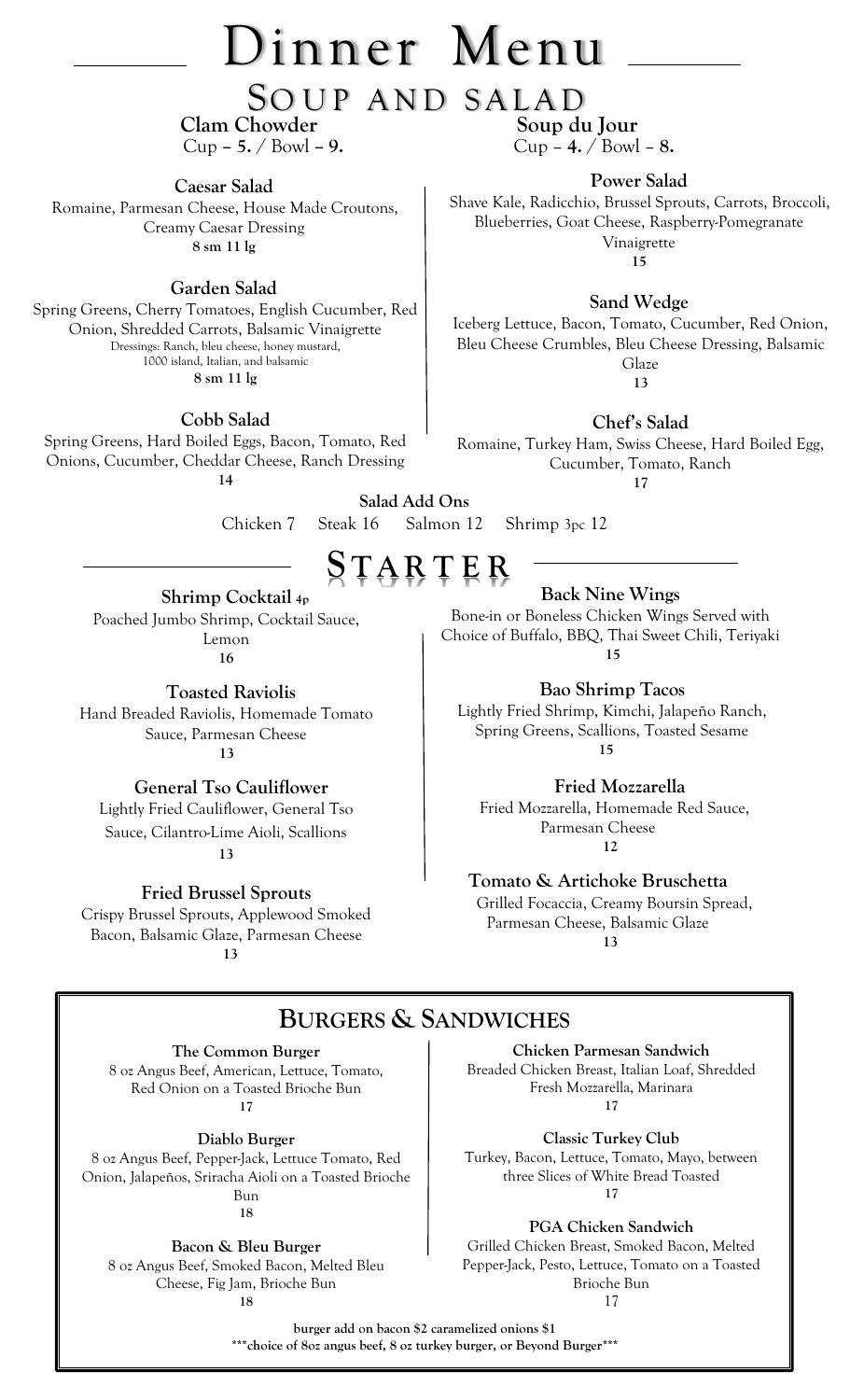# Dinner Menu

## Soup and Salad

**Clam Chowder**
Cup – **5.** / Bowl – **9.**

**Soup du Jour**
Cup – **4.** / Bowl – **8.**

### Caesar Salad
Romaine, Parmesan Cheese, House Made Croutons, Creamy Caesar Dressing
**8 sm 11 lg**

### Garden Salad
Spring Greens, Cherry Tomatoes, English Cucumber, Red Onion, Shredded Carrots, Balsamic Vinaigrette
Dressings: Ranch, bleu cheese, honey mustard, 1000 island, Italian, and balsamic
**8 sm 11 lg**

### Cobb Salad
Spring Greens, Hard Boiled Eggs, Bacon, Tomato, Red Onions, Cucumber, Cheddar Cheese, Ranch Dressing
**14**

### Power Salad
Shave Kale, Radicchio, Brussel Sprouts, Carrots, Broccoli, Blueberries, Goat Cheese, Raspberry-Pomegranate Vinaigrette
**15**

### Sand Wedge
Iceberg Lettuce, Bacon, Tomato, Cucumber, Red Onion, Bleu Cheese Crumbles, Bleu Cheese Dressing, Balsamic Glaze
**13**

### Chef's Salad
Romaine, Turkey Ham, Swiss Cheese, Hard Boiled Egg, Cucumber, Tomato, Ranch
**17**

**Salad Add Ons**
Chicken 7 Steak 16 Salmon 12 Shrimp 3pc 12

## Starter

### Shrimp Cocktail 4p
Poached Jumbo Shrimp, Cocktail Sauce, Lemon
**16**

### Toasted Raviolis
Hand Breaded Raviolis, Homemade Tomato Sauce, Parmesan Cheese
**13**

### General Tso Cauliflower
Lightly Fried Cauliflower, General Tso Sauce, Cilantro-Lime Aioli, Scallions
**13**

### Fried Brussel Sprouts
Crispy Brussel Sprouts, Applewood Smoked Bacon, Balsamic Glaze, Parmesan Cheese
**13**

### Back Nine Wings
Bone-in or Boneless Chicken Wings Served with Choice of Buffalo, BBQ, Thai Sweet Chili, Teriyaki
**15**

### Bao Shrimp Tacos
Lightly Fried Shrimp, Kimchi, Jalapeño Ranch, Spring Greens, Scallions, Toasted Sesame
**15**

### Fried Mozzarella
Fried Mozzarella, Homemade Red Sauce, Parmesan Cheese
**12**

### Tomato & Artichoke Bruschetta
Grilled Focaccia, Creamy Boursin Spread, Parmesan Cheese, Balsamic Glaze
**13**

## Burgers & Sandwiches

### The Common Burger
8 oz Angus Beef, American, Lettuce, Tomato, Red Onion on a Toasted Brioche Bun
17

### Diablo Burger
8 oz Angus Beef, Pepper-Jack, Lettuce Tomato, Red Onion, Jalapeños, Sriracha Aioli on a Toasted Brioche Bun
18

### Bacon & Bleu Burger
8 oz Angus Beef, Smoked Bacon, Melted Bleu Cheese, Fig Jam, Brioche Bun
18

### Chicken Parmesan Sandwich
Breaded Chicken Breast, Italian Loaf, Shredded Fresh Mozzarella, Marinara
17

### Classic Turkey Club
Turkey, Bacon, Lettuce, Tomato, Mayo, between three Slices of White Bread Toasted
17

### PGA Chicken Sandwich
Grilled Chicken Breast, Smoked Bacon, Melted Pepper-Jack, Pesto, Lettuce, Tomato on a Toasted Brioche Bun
17

**burger add on bacon $2 caramelized onions $1**
**\*\*\*choice of 8oz angus beef, 8 oz turkey burger, or Beyond Burger\*\*\***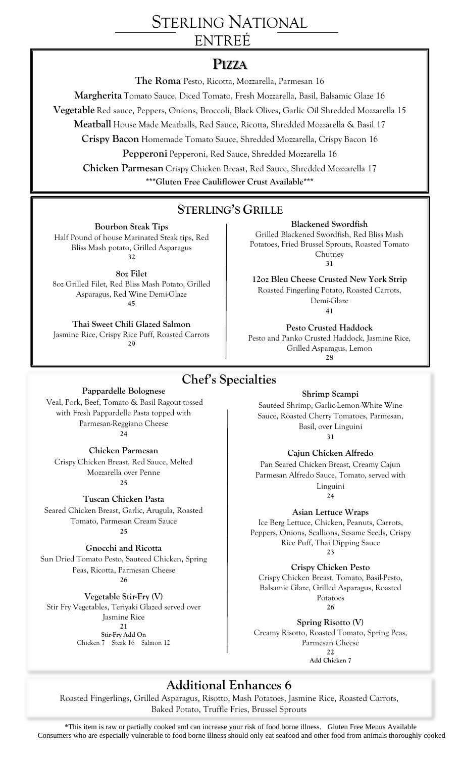# Sterling National

## ENTREÉ

## Pizza

**The Roma** Pesto, Ricotta, Mozzarella, Parmesan 16

**Margherita** Tomato Sauce, Diced Tomato, Fresh Mozzarella, Basil, Balsamic Glaze 16

**Vegetable** Red sauce, Peppers, Onions, Broccoli, Black Olives, Garlic Oil Shredded Mozzarella 15

**Meatball** House Made Meatballs, Red Sauce, Ricotta, Shredded Mozzarella & Basil 17

**Crispy Bacon** Homemade Tomato Sauce, Shredded Mozzarella, Crispy Bacon 16

**Pepperoni** Pepperoni, Red Sauce, Shredded Mozzarella 16

**Chicken Parmesan** Crispy Chicken Breast, Red Sauce, Shredded Mozzarella 17

**\*\*\*Gluten Free Cauliflower Crust Available\*\*\***

## Sterling's Grille

**Bourbon Steak Tips**
Half Pound of house Marinated Steak tips, Red Bliss Mash potato, Grilled Asparagus
**32**

**8oz Filet**
8oz Grilled Filet, Red Bliss Mash Potato, Grilled Asparagus, Red Wine Demi-Glaze
**45**

**Thai Sweet Chili Glazed Salmon**
Jasmine Rice, Crispy Rice Puff, Roasted Carrots
**29**

**Blackened Swordfish**
Grilled Blackened Swordfish, Red Bliss Mash Potatoes, Fried Brussel Sprouts, Roasted Tomato Chutney
**31**

**12oz Bleu Cheese Crusted New York Strip**
Roasted Fingerling Potato, Roasted Carrots, Demi-Glaze
**41**

**Pesto Crusted Haddock**
Pesto and Panko Crusted Haddock, Jasmine Rice, Grilled Asparagus, Lemon
**28**

## Chef's Specialties

**Pappardelle Bolognese**
Veal, Pork, Beef, Tomato & Basil Ragout tossed with Fresh Pappardelle Pasta topped with Parmesan-Reggiano Cheese
**24**

**Chicken Parmesan**
Crispy Chicken Breast, Red Sauce, Melted Mozzarella over Penne
**25**

**Tuscan Chicken Pasta**
Seared Chicken Breast, Garlic, Arugula, Roasted Tomato, Parmesan Cream Sauce
**25**

**Gnocchi and Ricotta**
Sun Dried Tomato Pesto, Sauteed Chicken, Spring Peas, Ricotta, Parmesan Cheese
**26**

**Vegetable Stir-Fry (V)**
Stir Fry Vegetables, Teriyaki Glazed served over Jasmine Rice
**21**
**Stir-Fry Add On**
Chicken 7 Steak 16 Salmon 12

**Shrimp Scampi**
Sautéed Shrimp, Garlic-Lemon-White Wine Sauce, Roasted Cherry Tomatoes, Parmesan, Basil, over Linguini
**31**

**Cajun Chicken Alfredo**
Pan Seared Chicken Breast, Creamy Cajun Parmesan Alfredo Sauce, Tomato, served with Linguini
**24**

**Asian Lettuce Wraps**
Ice Berg Lettuce, Chicken, Peanuts, Carrots, Peppers, Onions, Scallions, Sesame Seeds, Crispy Rice Puff, Thai Dipping Sauce
**23**

**Crispy Chicken Pesto**
Crispy Chicken Breast, Tomato, Basil-Pesto, Balsamic Glaze, Grilled Asparagus, Roasted Potatoes
**26**

**Spring Risotto (V)**
Creamy Risotto, Roasted Tomato, Spring Peas, Parmesan Cheese
**22**
**Add Chicken 7**

## Additional Enhances 6

Roasted Fingerlings, Grilled Asparagus, Risotto, Mash Potatoes, Jasmine Rice, Roasted Carrots, Baked Potato, Truffle Fries, Brussel Sprouts

*This item is raw or partially cooked and can increase your risk of food borne illness. Gluten Free Menus Available
Consumers who are especially vulnerable to food borne illness should only eat seafood and other food from animals thoroughly cooked